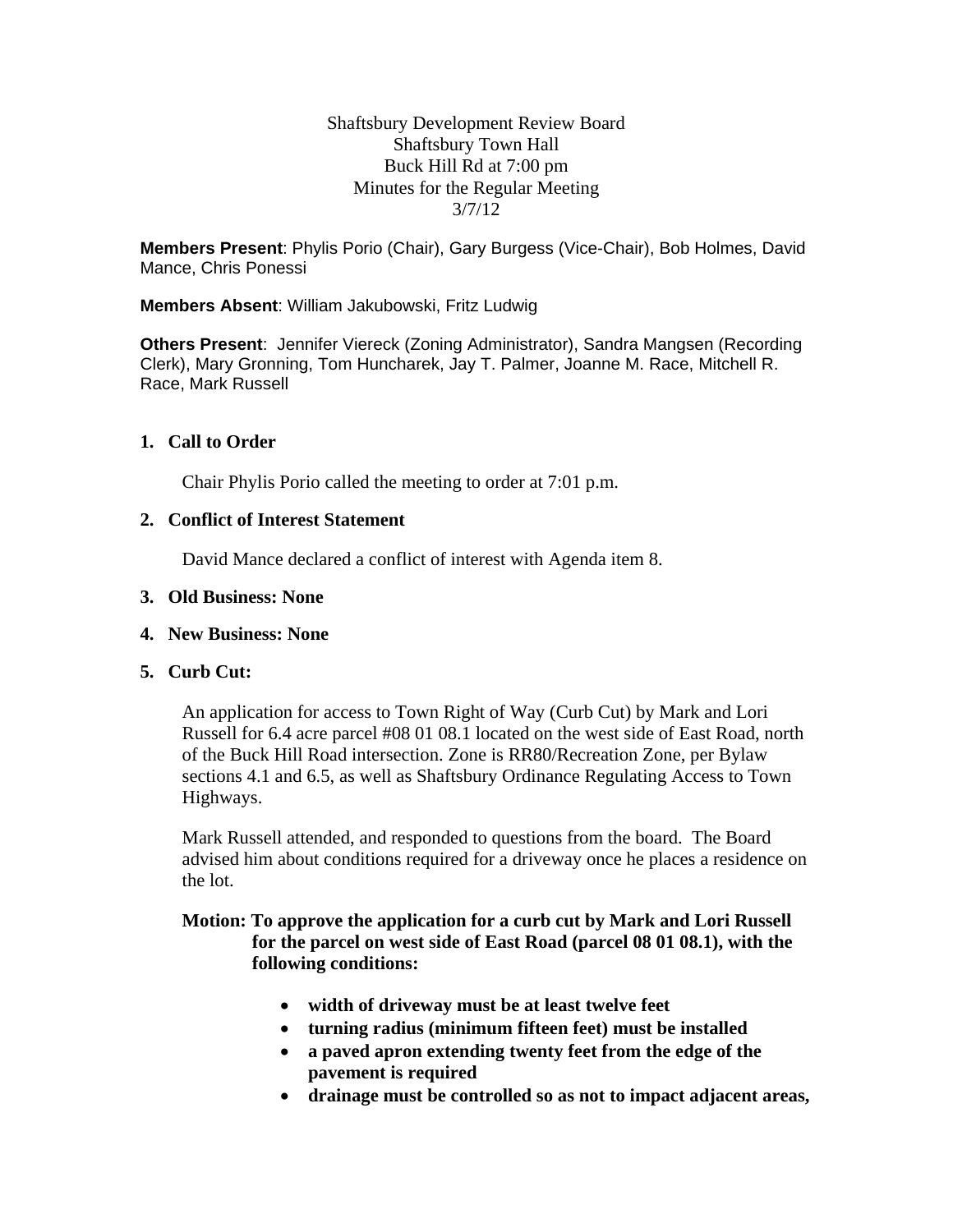Shaftsbury Development Review Board
Shaftsbury Town Hall
Buck Hill Rd at 7:00 pm
Minutes for the Regular Meeting
3/7/12

**Members Present**: Phylis Porio (Chair), Gary Burgess (Vice-Chair), Bob Holmes, David Mance, Chris Ponessi

**Members Absent**: William Jakubowski, Fritz Ludwig

**Others Present**: Jennifer Viereck (Zoning Administrator), Sandra Mangsen (Recording Clerk), Mary Gronning, Tom Huncharek, Jay T. Palmer, Joanne M. Race, Mitchell R. Race, Mark Russell

## 1. Call to Order

Chair Phylis Porio called the meeting to order at 7:01 p.m.

## 2. Conflict of Interest Statement

David Mance declared a conflict of interest with Agenda item 8.

## 3. Old Business: None

## 4. New Business: None

## 5. Curb Cut:

An application for access to Town Right of Way (Curb Cut) by Mark and Lori Russell for 6.4 acre parcel #08 01 08.1 located on the west side of East Road, north of the Buck Hill Road intersection. Zone is RR80/Recreation Zone, per Bylaw sections 4.1 and 6.5, as well as Shaftsbury Ordinance Regulating Access to Town Highways.

Mark Russell attended, and responded to questions from the board. The Board advised him about conditions required for a driveway once he places a residence on the lot.

**Motion: To approve the application for a curb cut by Mark and Lori Russell for the parcel on west side of East Road (parcel 08 01 08.1), with the following conditions:**

- **width of driveway must be at least twelve feet**
- **turning radius (minimum fifteen feet) must be installed**
- **a paved apron extending twenty feet from the edge of the pavement is required**
- **drainage must be controlled so as not to impact adjacent areas,**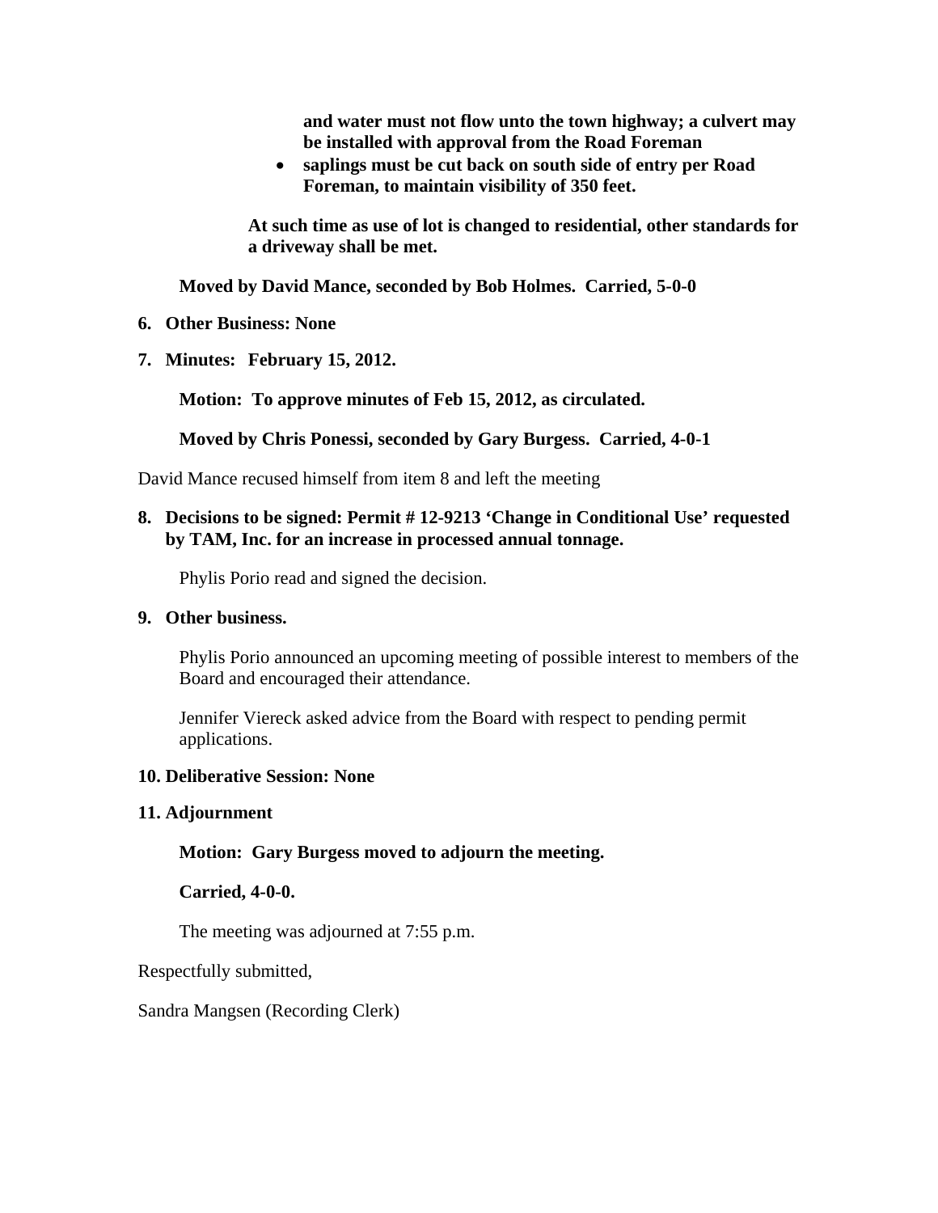**and water must not flow unto the town highway; a culvert may be installed with approval from the Road Foreman**

- **saplings must be cut back on south side of entry per Road Foreman, to maintain visibility of 350 feet.**

**At such time as use of lot is changed to residential, other standards for a driveway shall be met.**

**Moved by David Mance, seconded by Bob Holmes. Carried, 5-0-0**

**6. Other Business: None**

**7. Minutes: February 15, 2012.**

**Motion: To approve minutes of Feb 15, 2012, as circulated.**

**Moved by Chris Ponessi, seconded by Gary Burgess. Carried, 4-0-1**

David Mance recused himself from item 8 and left the meeting

**8. Decisions to be signed: Permit # 12-9213 'Change in Conditional Use' requested by TAM, Inc. for an increase in processed annual tonnage.**

Phylis Porio read and signed the decision.

**9. Other business.**

Phylis Porio announced an upcoming meeting of possible interest to members of the Board and encouraged their attendance.

Jennifer Viereck asked advice from the Board with respect to pending permit applications.

**10. Deliberative Session: None**

**11. Adjournment**

**Motion: Gary Burgess moved to adjourn the meeting.**

**Carried, 4-0-0.**

The meeting was adjourned at 7:55 p.m.

Respectfully submitted,

Sandra Mangsen (Recording Clerk)